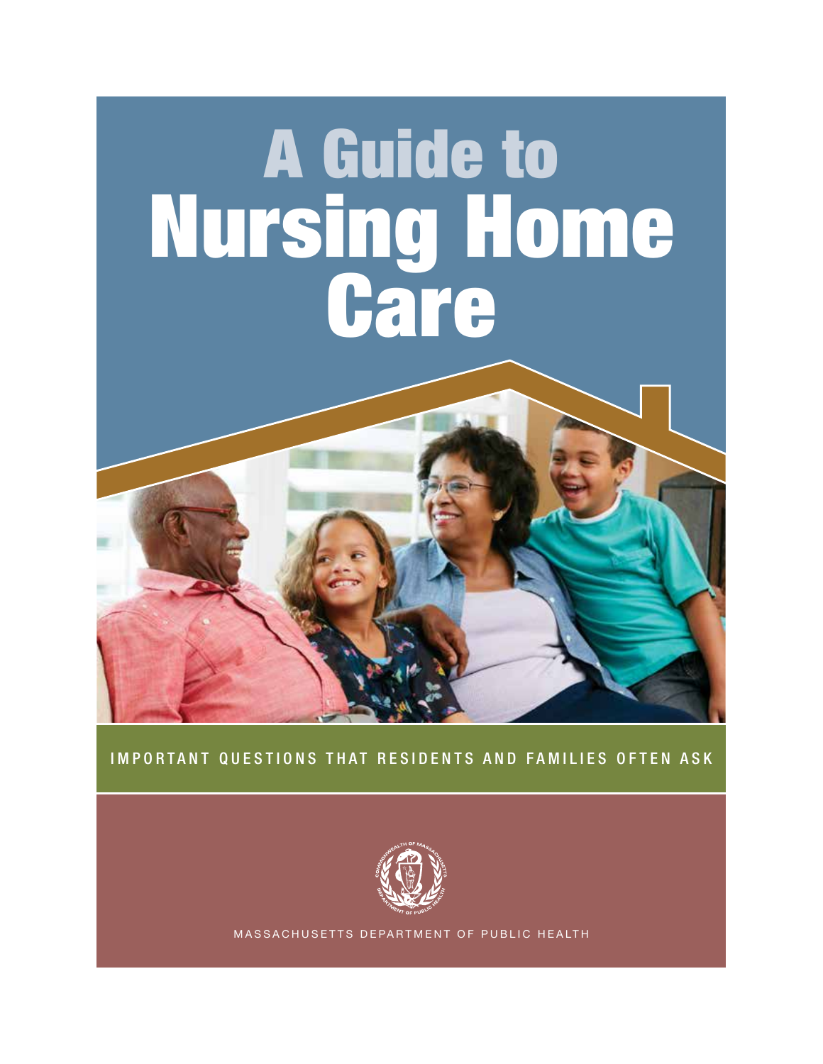# A Guide to Nursing Home Care

IMPORTANT QUESTIONS THAT RESIDENTS AND FAMILIES OFTEN ASK

MASSACHUSETTS DEPARTMENT OF PUBLIC HEALTH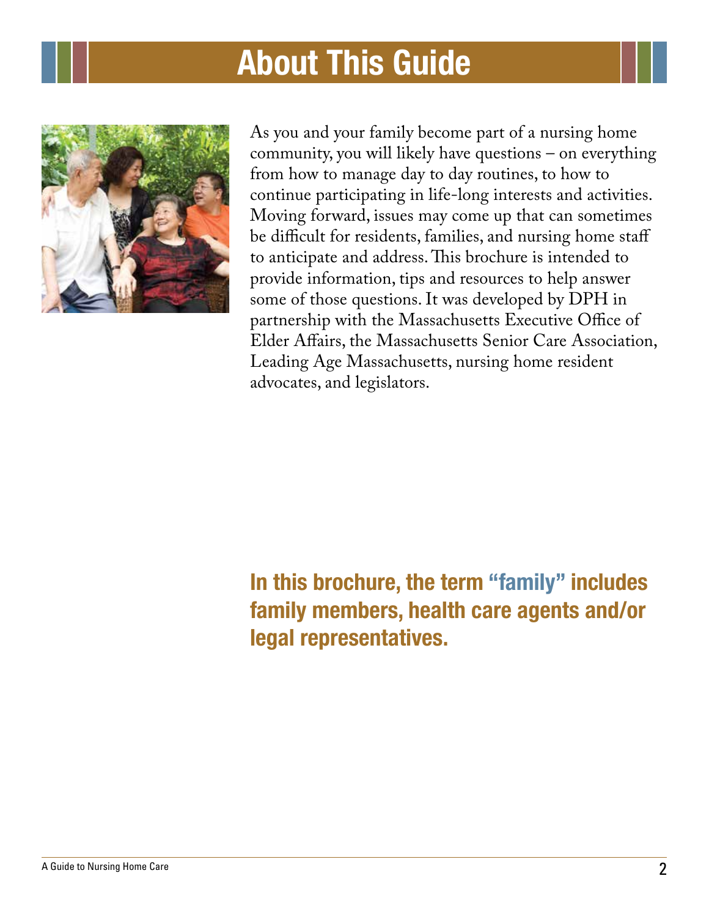# About This Guide

As you and your family become part of a nursing home community, you will likely have questions – on everything from how to manage day to day routines, to how to continue participating in life-long interests and activities. Moving forward, issues may come up that can sometimes be difficult for residents, families, and nursing home staff to anticipate and address. This brochure is intended to provide information, tips and resources to help answer some of those questions. It was developed by DPH in partnership with the Massachusetts Executive Office of Elder Affairs, the Massachusetts Senior Care Association, Leading Age Massachusetts, nursing home resident advocates, and legislators.

**In this brochure, the term "family" includes family members, health care agents and/or legal representatives.**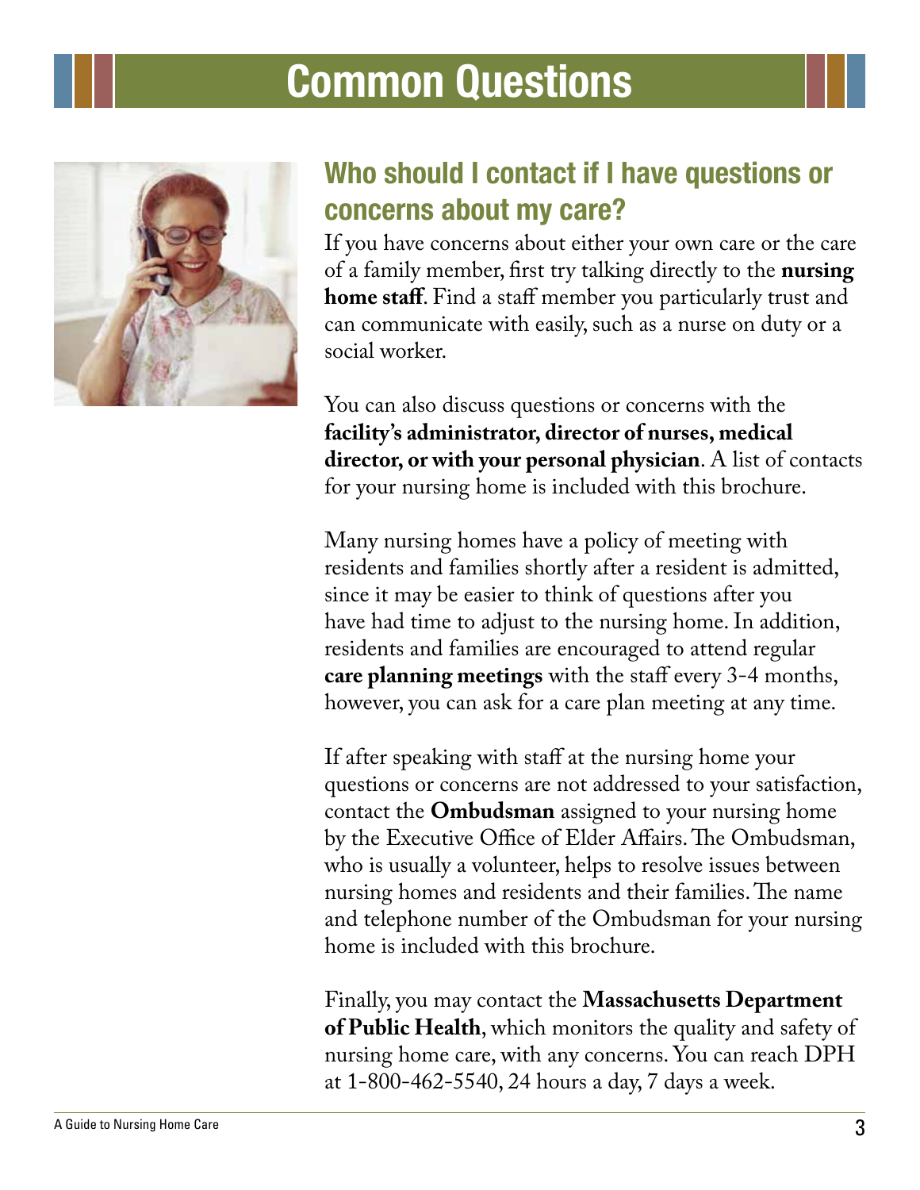# Common Questions

## Who should I contact if I have questions or concerns about my care?

If you have concerns about either your own care or the care of a family member, first try talking directly to the **nursing home staff**. Find a staff member you particularly trust and can communicate with easily, such as a nurse on duty or a social worker.

You can also discuss questions or concerns with the **facility's administrator, director of nurses, medical director, or with your personal physician**. A list of contacts for your nursing home is included with this brochure.

Many nursing homes have a policy of meeting with residents and families shortly after a resident is admitted, since it may be easier to think of questions after you have had time to adjust to the nursing home. In addition, residents and families are encouraged to attend regular **care planning meetings** with the staff every 3-4 months, however, you can ask for a care plan meeting at any time.

If after speaking with staff at the nursing home your questions or concerns are not addressed to your satisfaction, contact the **Ombudsman** assigned to your nursing home by the Executive Office of Elder Affairs. The Ombudsman, who is usually a volunteer, helps to resolve issues between nursing homes and residents and their families. The name and telephone number of the Ombudsman for your nursing home is included with this brochure.

Finally, you may contact the **Massachusetts Department of Public Health**, which monitors the quality and safety of nursing home care, with any concerns. You can reach DPH at 1-800-462-5540, 24 hours a day, 7 days a week.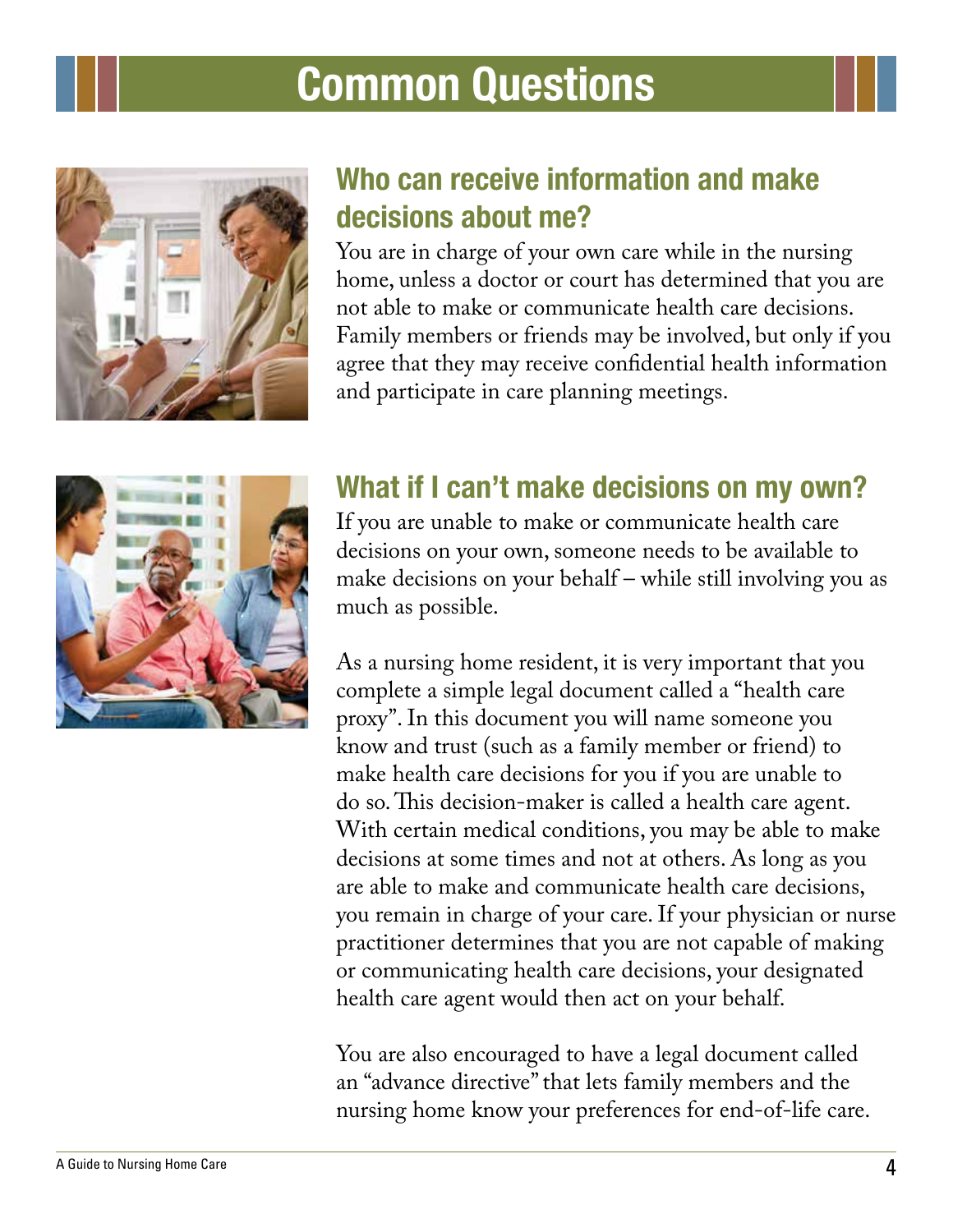# Common Questions

## Who can receive information and make decisions about me?

You are in charge of your own care while in the nursing home, unless a doctor or court has determined that you are not able to make or communicate health care decisions. Family members or friends may be involved, but only if you agree that they may receive confidential health information and participate in care planning meetings.

## What if I can't make decisions on my own?

If you are unable to make or communicate health care decisions on your own, someone needs to be available to make decisions on your behalf – while still involving you as much as possible.

As a nursing home resident, it is very important that you complete a simple legal document called a "health care proxy". In this document you will name someone you know and trust (such as a family member or friend) to make health care decisions for you if you are unable to do so. This decision-maker is called a health care agent. With certain medical conditions, you may be able to make decisions at some times and not at others. As long as you are able to make and communicate health care decisions, you remain in charge of your care. If your physician or nurse practitioner determines that you are not capable of making or communicating health care decisions, your designated health care agent would then act on your behalf.

You are also encouraged to have a legal document called an "advance directive" that lets family members and the nursing home know your preferences for end-of-life care.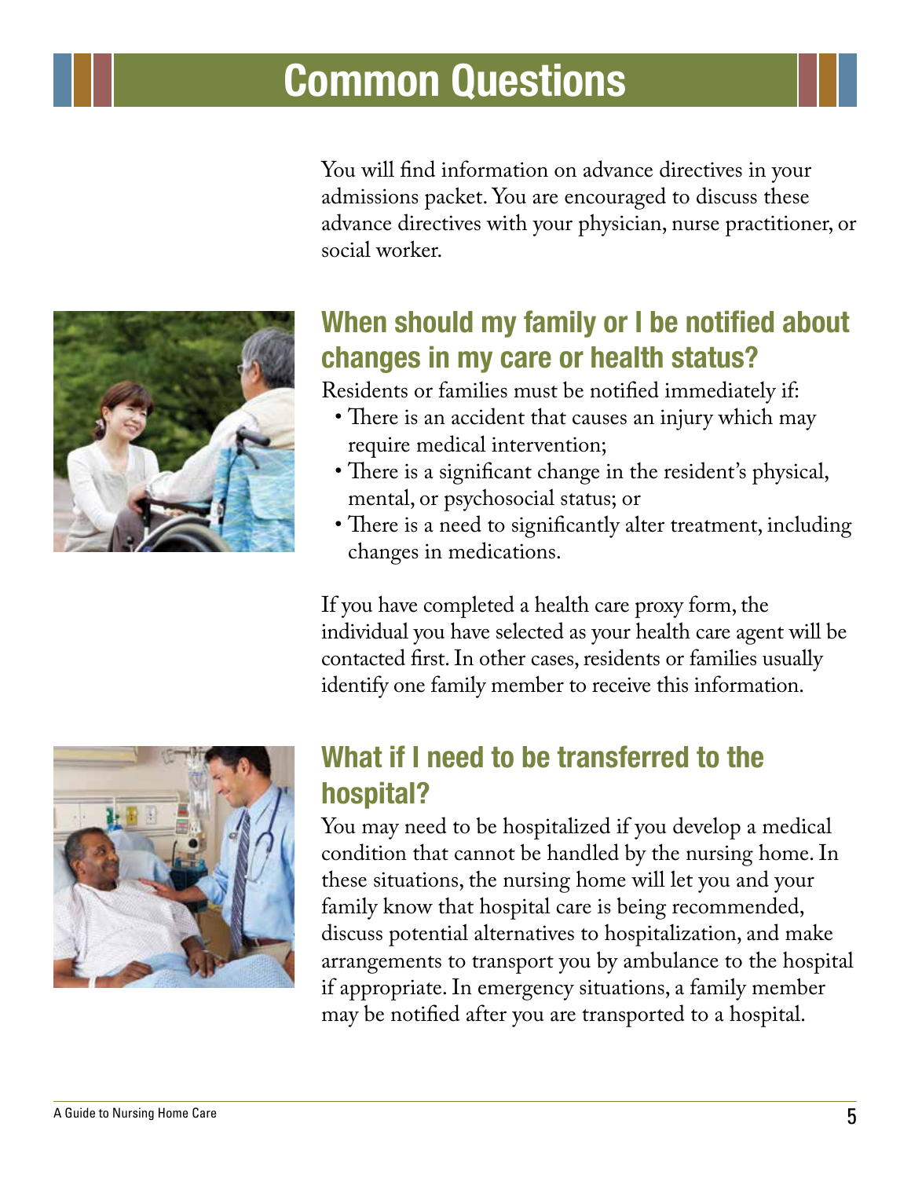# Common Questions

You will find information on advance directives in your admissions packet. You are encouraged to discuss these advance directives with your physician, nurse practitioner, or social worker.

## When should my family or I be notified about changes in my care or health status?

Residents or families must be notified immediately if:

- There is an accident that causes an injury which may require medical intervention;
- There is a significant change in the resident's physical, mental, or psychosocial status; or
- There is a need to significantly alter treatment, including changes in medications.

If you have completed a health care proxy form, the individual you have selected as your health care agent will be contacted first. In other cases, residents or families usually identify one family member to receive this information.

## What if I need to be transferred to the hospital?

You may need to be hospitalized if you develop a medical condition that cannot be handled by the nursing home. In these situations, the nursing home will let you and your family know that hospital care is being recommended, discuss potential alternatives to hospitalization, and make arrangements to transport you by ambulance to the hospital if appropriate. In emergency situations, a family member may be notified after you are transported to a hospital.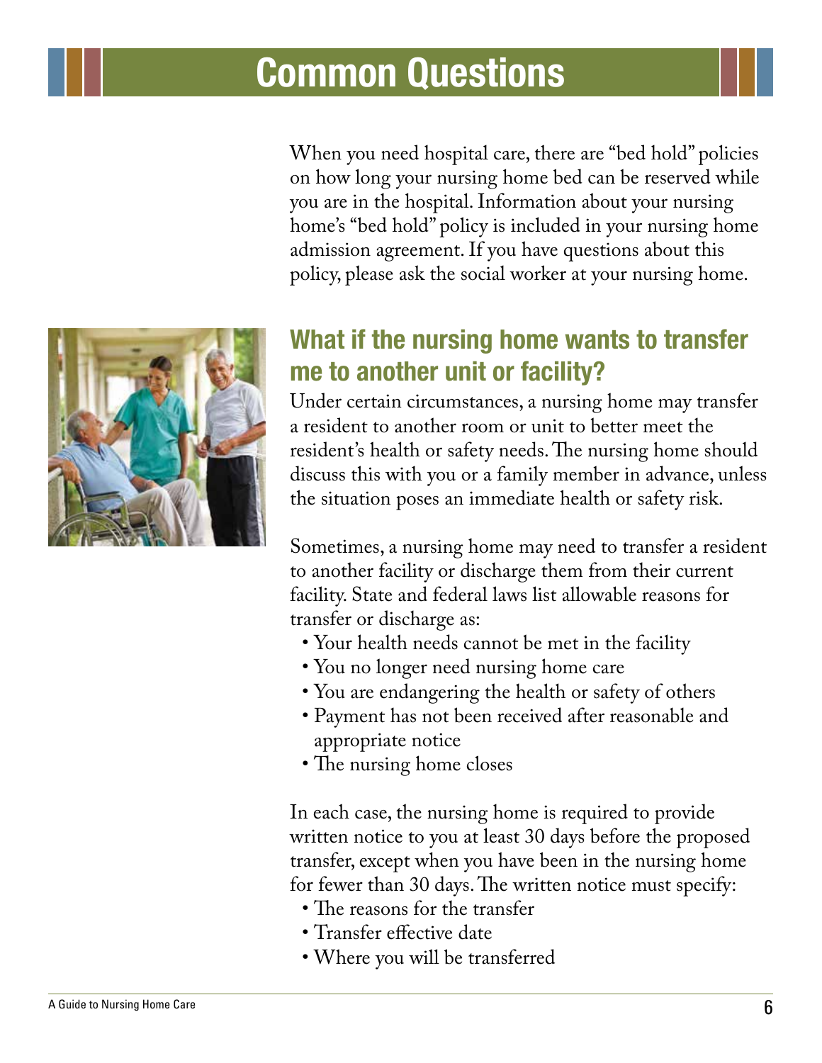# Common Questions

When you need hospital care, there are "bed hold" policies on how long your nursing home bed can be reserved while you are in the hospital. Information about your nursing home's "bed hold" policy is included in your nursing home admission agreement. If you have questions about this policy, please ask the social worker at your nursing home.

## What if the nursing home wants to transfer me to another unit or facility?

Under certain circumstances, a nursing home may transfer a resident to another room or unit to better meet the resident's health or safety needs. The nursing home should discuss this with you or a family member in advance, unless the situation poses an immediate health or safety risk.

Sometimes, a nursing home may need to transfer a resident to another facility or discharge them from their current facility. State and federal laws list allowable reasons for transfer or discharge as:

- Your health needs cannot be met in the facility
- You no longer need nursing home care
- You are endangering the health or safety of others
- Payment has not been received after reasonable and appropriate notice
- The nursing home closes

In each case, the nursing home is required to provide written notice to you at least 30 days before the proposed transfer, except when you have been in the nursing home for fewer than 30 days. The written notice must specify:

- The reasons for the transfer
- Transfer effective date
- Where you will be transferred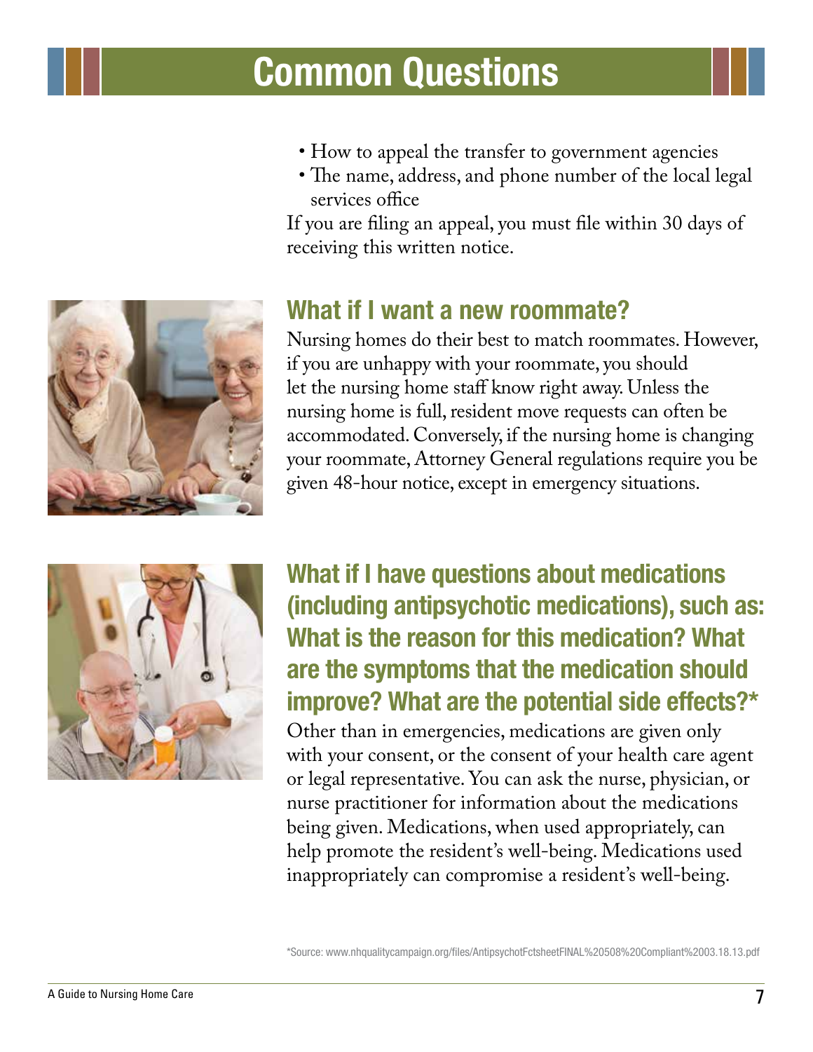# Common Questions

- How to appeal the transfer to government agencies
- The name, address, and phone number of the local legal services office

If you are filing an appeal, you must file within 30 days of receiving this written notice.

## What if I want a new roommate?

Nursing homes do their best to match roommates. However, if you are unhappy with your roommate, you should let the nursing home staff know right away. Unless the nursing home is full, resident move requests can often be accommodated. Conversely, if the nursing home is changing your roommate, Attorney General regulations require you be given 48-hour notice, except in emergency situations.

## What if I have questions about medications (including antipsychotic medications), such as: What is the reason for this medication? What are the symptoms that the medication should improve? What are the potential side effects?*

Other than in emergencies, medications are given only with your consent, or the consent of your health care agent or legal representative. You can ask the nurse, physician, or nurse practitioner for information about the medications being given. Medications, when used appropriately, can help promote the resident's well-being. Medications used inappropriately can compromise a resident's well-being.

*Source: www.nhqualitycampaign.org/files/AntipsychotFctsheetFINAL%20508%20Compliant%2003.18.13.pdf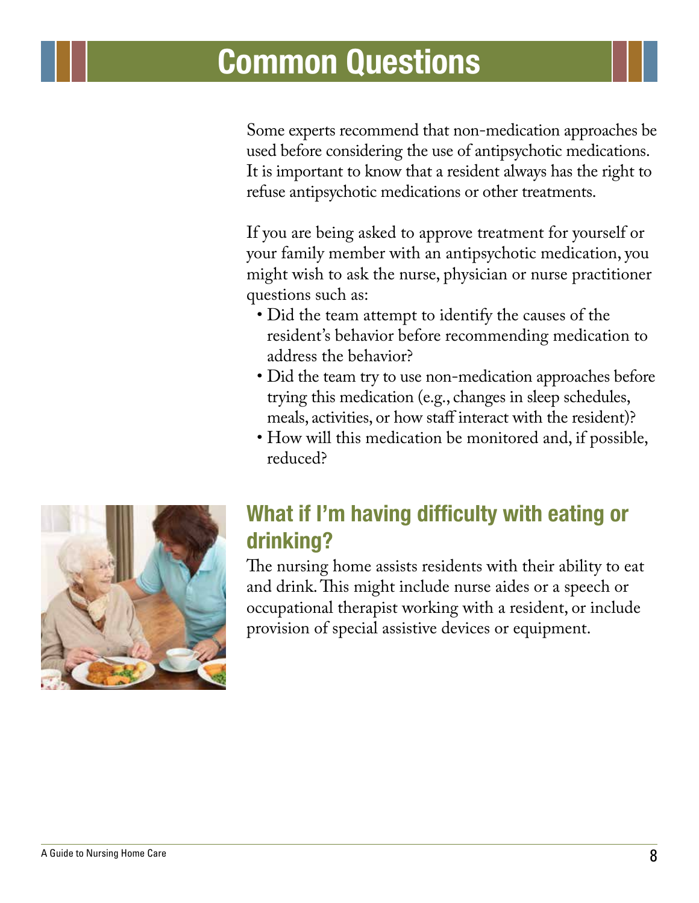# Common Questions

Some experts recommend that non-medication approaches be used before considering the use of antipsychotic medications. It is important to know that a resident always has the right to refuse antipsychotic medications or other treatments.

If you are being asked to approve treatment for yourself or your family member with an antipsychotic medication, you might wish to ask the nurse, physician or nurse practitioner questions such as:

- Did the team attempt to identify the causes of the resident's behavior before recommending medication to address the behavior?
- Did the team try to use non-medication approaches before trying this medication (e.g., changes in sleep schedules, meals, activities, or how staff interact with the resident)?
- How will this medication be monitored and, if possible, reduced?

## What if I'm having difficulty with eating or drinking?

The nursing home assists residents with their ability to eat and drink. This might include nurse aides or a speech or occupational therapist working with a resident, or include provision of special assistive devices or equipment.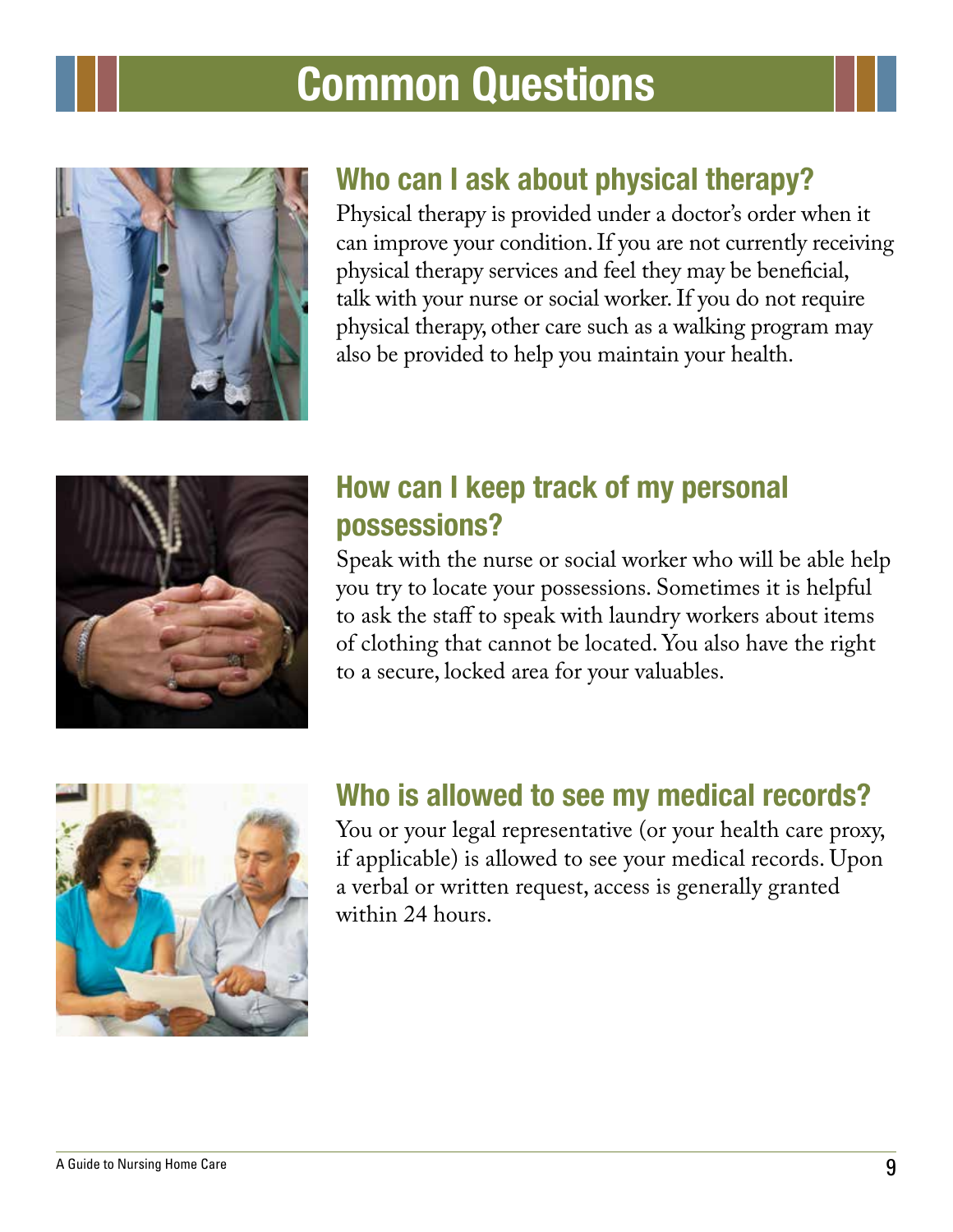# Common Questions

## Who can I ask about physical therapy?

Physical therapy is provided under a doctor's order when it can improve your condition. If you are not currently receiving physical therapy services and feel they may be beneficial, talk with your nurse or social worker. If you do not require physical therapy, other care such as a walking program may also be provided to help you maintain your health.

## How can I keep track of my personal possessions?

Speak with the nurse or social worker who will be able help you try to locate your possessions. Sometimes it is helpful to ask the staff to speak with laundry workers about items of clothing that cannot be located. You also have the right to a secure, locked area for your valuables.

## Who is allowed to see my medical records?

You or your legal representative (or your health care proxy, if applicable) is allowed to see your medical records. Upon a verbal or written request, access is generally granted within 24 hours.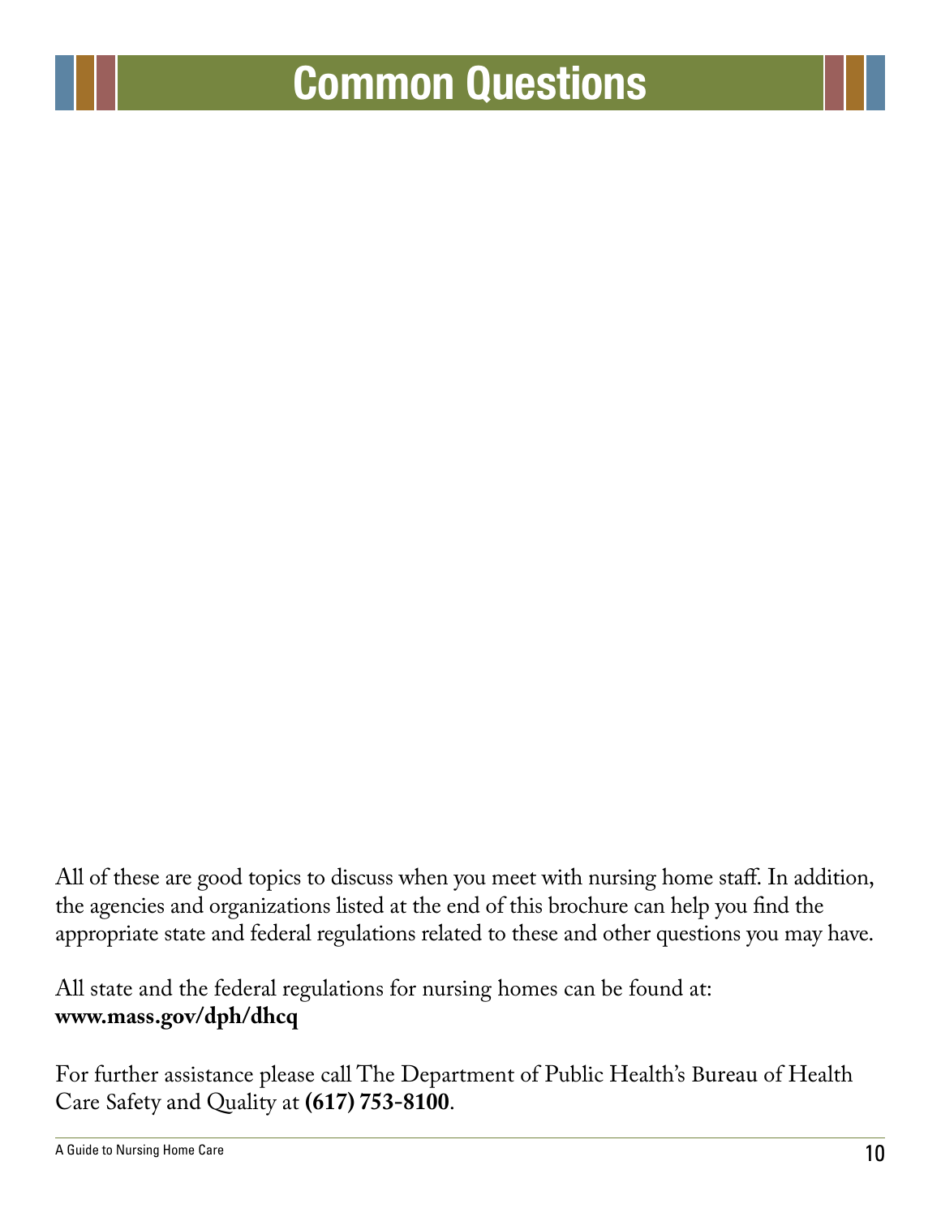# Common Questions

All of these are good topics to discuss when you meet with nursing home staff. In addition, the agencies and organizations listed at the end of this brochure can help you find the appropriate state and federal regulations related to these and other questions you may have.

All state and the federal regulations for nursing homes can be found at: **www.mass.gov/dph/dhcq**

For further assistance please call The Department of Public Health's Bureau of Health Care Safety and Quality at **(617) 753-8100**.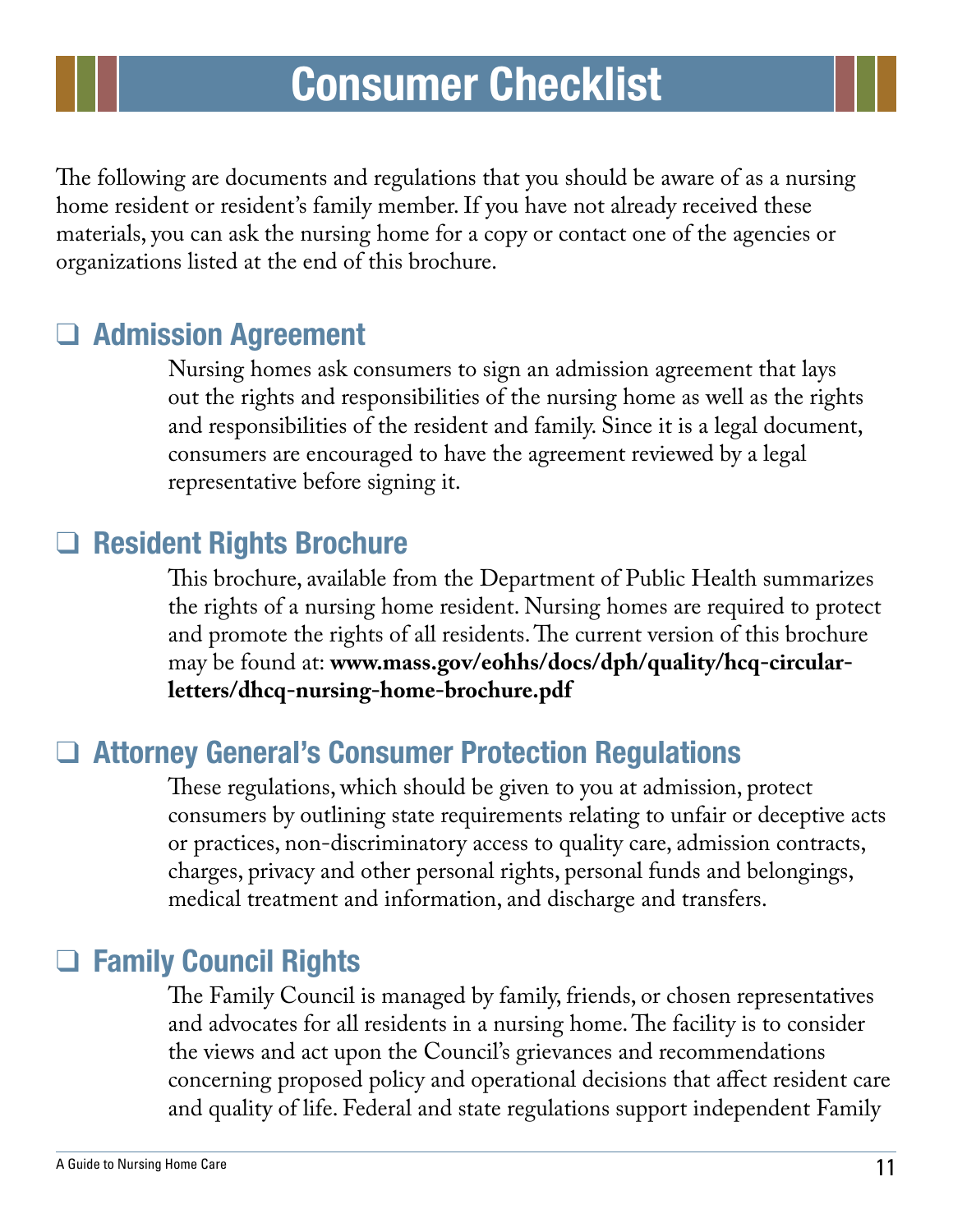# Consumer Checklist

The following are documents and regulations that you should be aware of as a nursing home resident or resident's family member. If you have not already received these materials, you can ask the nursing home for a copy or contact one of the agencies or organizations listed at the end of this brochure.

## ❑ Admission Agreement

Nursing homes ask consumers to sign an admission agreement that lays out the rights and responsibilities of the nursing home as well as the rights and responsibilities of the resident and family. Since it is a legal document, consumers are encouraged to have the agreement reviewed by a legal representative before signing it.

## ❑ Resident Rights Brochure

This brochure, available from the Department of Public Health summarizes the rights of a nursing home resident. Nursing homes are required to protect and promote the rights of all residents. The current version of this brochure may be found at: **www.mass.gov/eohhs/docs/dph/quality/hcq-circular-letters/dhcq-nursing-home-brochure.pdf**

## ❑ Attorney General's Consumer Protection Regulations

These regulations, which should be given to you at admission, protect consumers by outlining state requirements relating to unfair or deceptive acts or practices, non-discriminatory access to quality care, admission contracts, charges, privacy and other personal rights, personal funds and belongings, medical treatment and information, and discharge and transfers.

## ❑ Family Council Rights

The Family Council is managed by family, friends, or chosen representatives and advocates for all residents in a nursing home. The facility is to consider the views and act upon the Council's grievances and recommendations concerning proposed policy and operational decisions that affect resident care and quality of life. Federal and state regulations support independent Family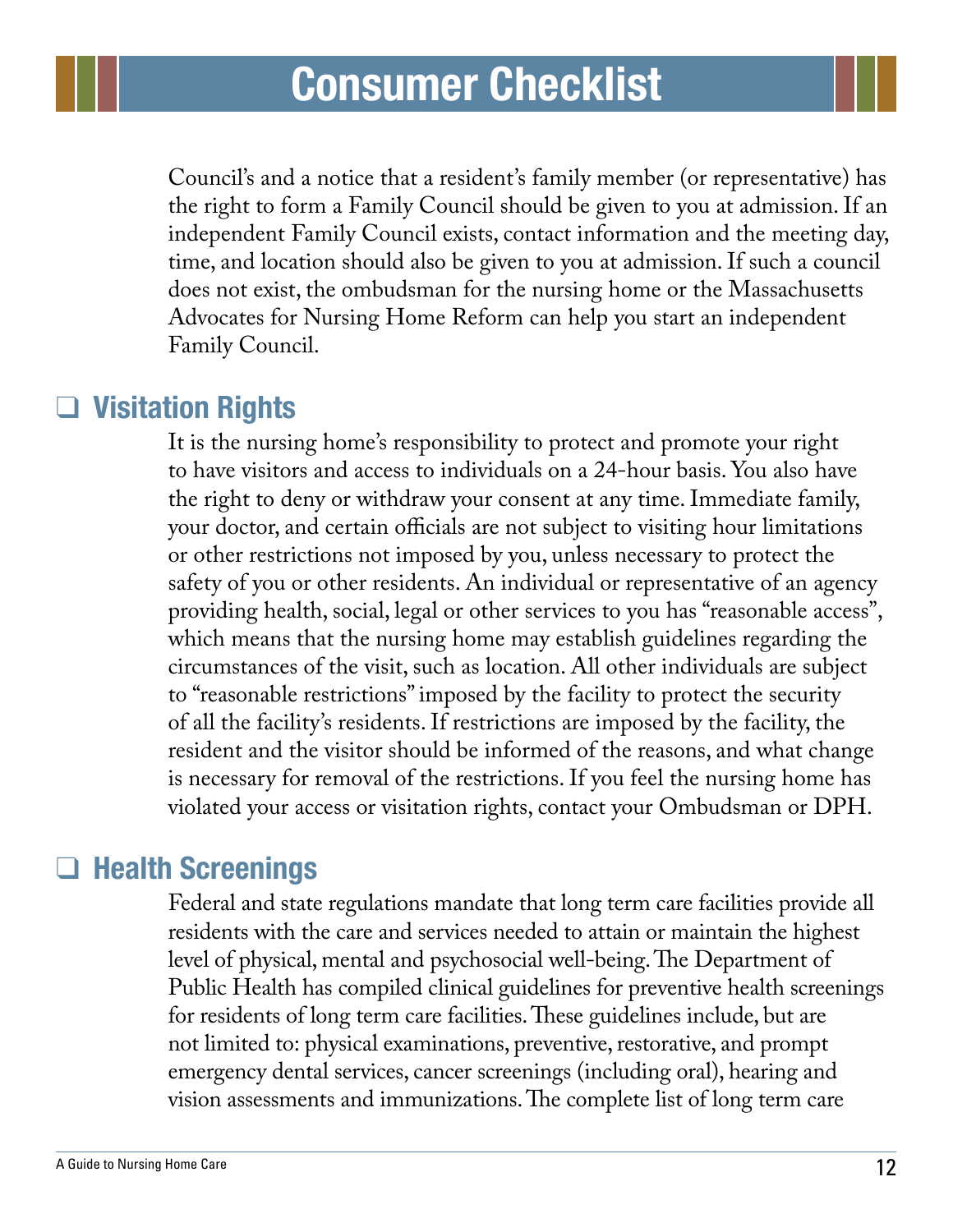# Consumer Checklist

Council's and a notice that a resident's family member (or representative) has the right to form a Family Council should be given to you at admission. If an independent Family Council exists, contact information and the meeting day, time, and location should also be given to you at admission. If such a council does not exist, the ombudsman for the nursing home or the Massachusetts Advocates for Nursing Home Reform can help you start an independent Family Council.

## ❑ Visitation Rights

It is the nursing home's responsibility to protect and promote your right to have visitors and access to individuals on a 24-hour basis. You also have the right to deny or withdraw your consent at any time. Immediate family, your doctor, and certain officials are not subject to visiting hour limitations or other restrictions not imposed by you, unless necessary to protect the safety of you or other residents. An individual or representative of an agency providing health, social, legal or other services to you has "reasonable access", which means that the nursing home may establish guidelines regarding the circumstances of the visit, such as location. All other individuals are subject to "reasonable restrictions" imposed by the facility to protect the security of all the facility's residents. If restrictions are imposed by the facility, the resident and the visitor should be informed of the reasons, and what change is necessary for removal of the restrictions. If you feel the nursing home has violated your access or visitation rights, contact your Ombudsman or DPH.

## ❑ Health Screenings

Federal and state regulations mandate that long term care facilities provide all residents with the care and services needed to attain or maintain the highest level of physical, mental and psychosocial well-being. The Department of Public Health has compiled clinical guidelines for preventive health screenings for residents of long term care facilities. These guidelines include, but are not limited to: physical examinations, preventive, restorative, and prompt emergency dental services, cancer screenings (including oral), hearing and vision assessments and immunizations. The complete list of long term care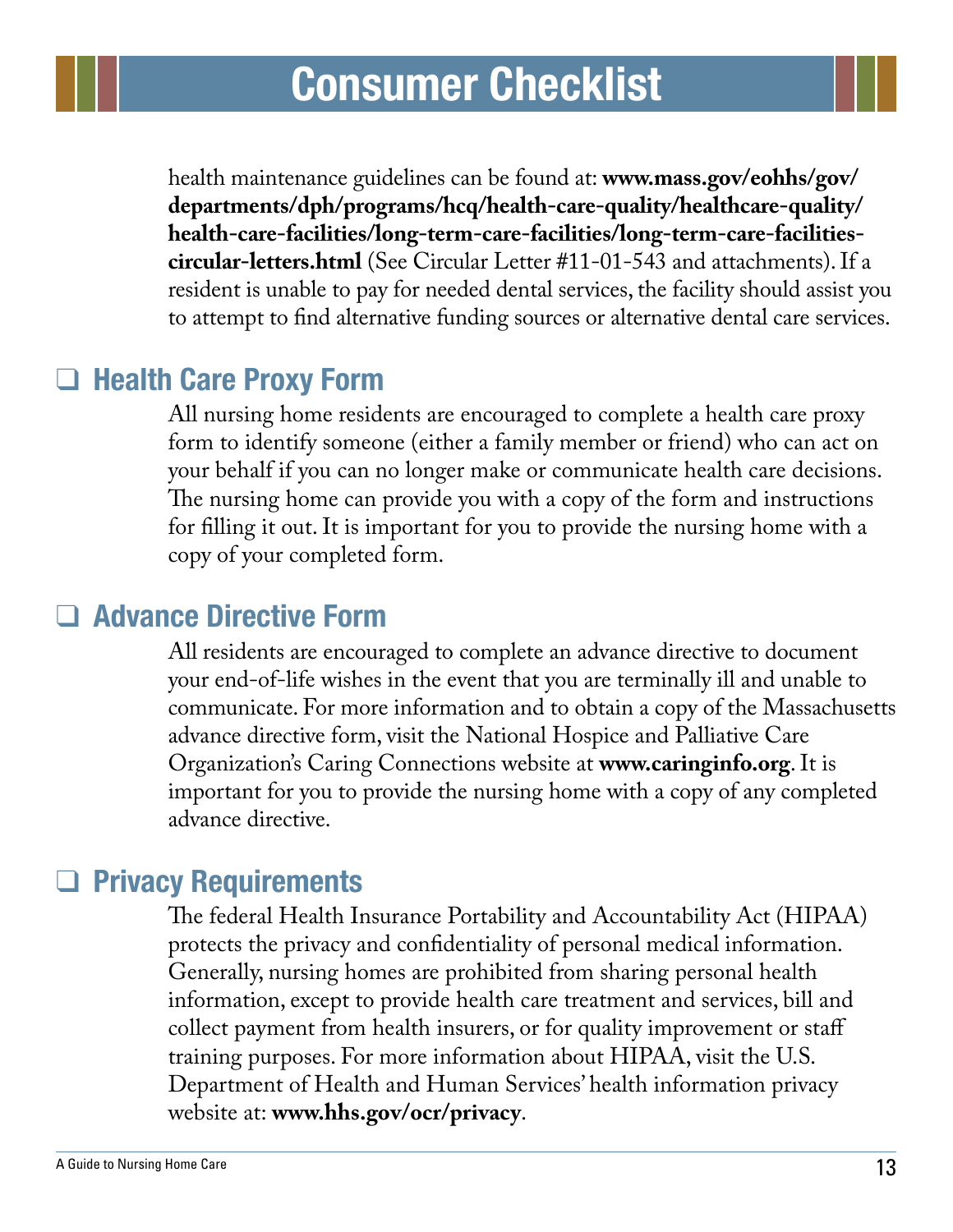# Consumer Checklist

health maintenance guidelines can be found at: **www.mass.gov/eohhs/gov/departments/dph/programs/hcq/health-care-quality/healthcare-quality/health-care-facilities/long-term-care-facilities/long-term-care-facilities-circular-letters.html** (See Circular Letter #11-01-543 and attachments). If a resident is unable to pay for needed dental services, the facility should assist you to attempt to find alternative funding sources or alternative dental care services.

## ❑ Health Care Proxy Form

All nursing home residents are encouraged to complete a health care proxy form to identify someone (either a family member or friend) who can act on your behalf if you can no longer make or communicate health care decisions. The nursing home can provide you with a copy of the form and instructions for filling it out. It is important for you to provide the nursing home with a copy of your completed form.

## ❑ Advance Directive Form

All residents are encouraged to complete an advance directive to document your end-of-life wishes in the event that you are terminally ill and unable to communicate. For more information and to obtain a copy of the Massachusetts advance directive form, visit the National Hospice and Palliative Care Organization's Caring Connections website at **www.caringinfo.org**. It is important for you to provide the nursing home with a copy of any completed advance directive.

## ❑ Privacy Requirements

The federal Health Insurance Portability and Accountability Act (HIPAA) protects the privacy and confidentiality of personal medical information. Generally, nursing homes are prohibited from sharing personal health information, except to provide health care treatment and services, bill and collect payment from health insurers, or for quality improvement or staff training purposes. For more information about HIPAA, visit the U.S. Department of Health and Human Services' health information privacy website at: **www.hhs.gov/ocr/privacy**.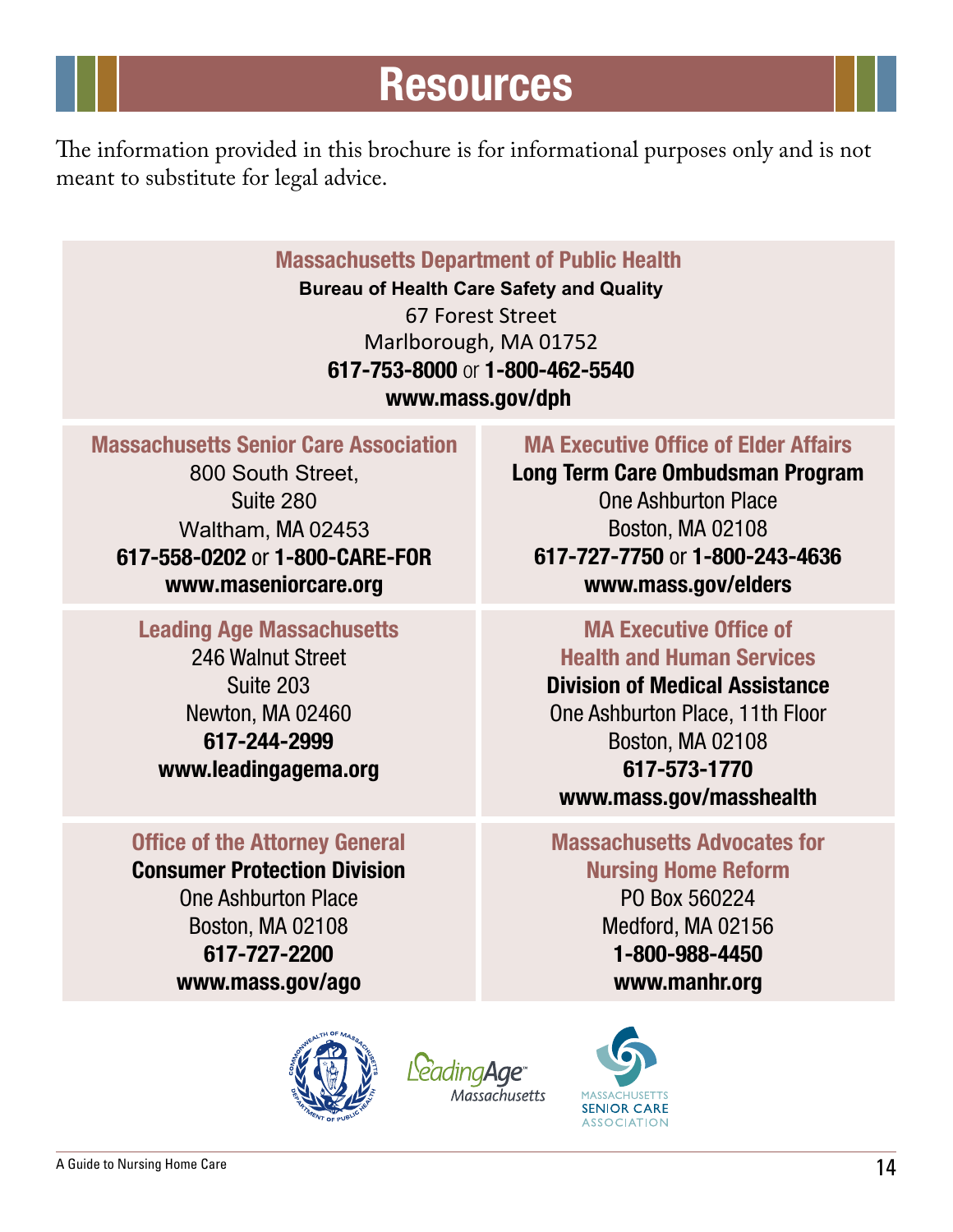# Resources

The information provided in this brochure is for informational purposes only and is not meant to substitute for legal advice.

### Massachusetts Department of Public Health

**Bureau of Health Care Safety and Quality**
67 Forest Street
Marlborough, MA 01752
**617-753-8000** or **1-800-462-5540**
**www.mass.gov/dph**

### Massachusetts Senior Care Association

800 South Street,
Suite 280
Waltham, MA 02453
**617-558-0202** or **1-800-CARE-FOR**
**www.maseniorcare.org**

### MA Executive Office of Elder Affairs

**Long Term Care Ombudsman Program**
One Ashburton Place
Boston, MA 02108
**617-727-7750** or **1-800-243-4636**
**www.mass.gov/elders**

### Leading Age Massachusetts

246 Walnut Street
Suite 203
Newton, MA 02460
**617-244-2999**
**www.leadingagema.org**

### MA Executive Office of Health and Human Services

**Division of Medical Assistance**
One Ashburton Place, 11th Floor
Boston, MA 02108
**617-573-1770**
**www.mass.gov/masshealth**

### Office of the Attorney General

**Consumer Protection Division**
One Ashburton Place
Boston, MA 02108
**617-727-2200**
**www.mass.gov/ago**

### Massachusetts Advocates for Nursing Home Reform

PO Box 560224
Medford, MA 02156
**1-800-988-4450**
**www.manhr.org**